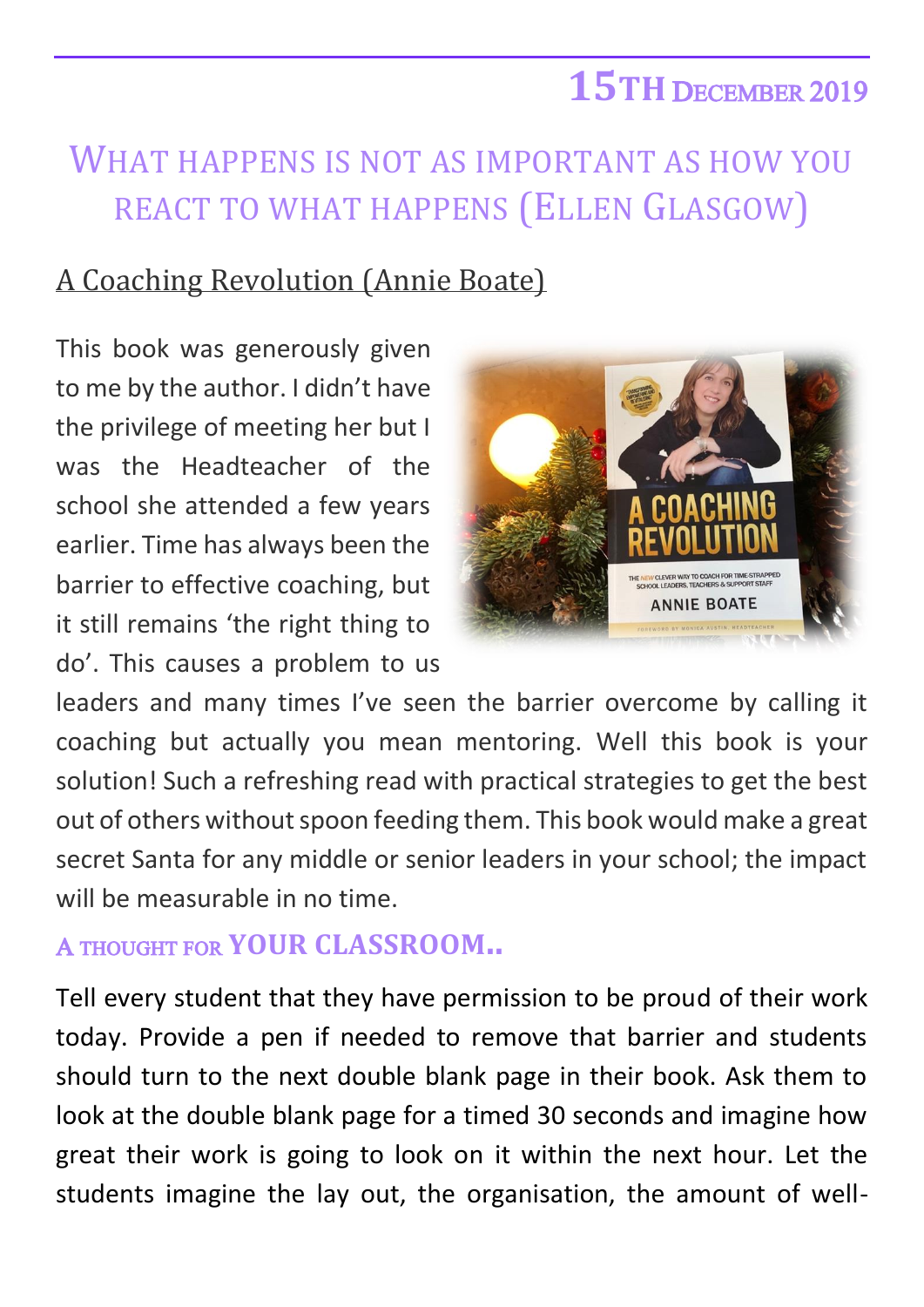## 15TH DECEMBER 2019

# WHAT HAPPENS IS NOT AS IMPORTANT AS HOW YOU REACT TO WHAT HAPPENS (ELLEN GLASGOW)

## A Coaching Revolution (Annie Boate)

This book was generously given to me by the author. I didn't have the privilege of meeting her but I was the Headteacher of the school she attended a few years earlier. Time has always been the barrier to effective coaching, but it still remains 'the right thing to do'. This causes a problem to us leaders and many times I've seen the barrier overcome by calling it coaching but actually you mean mentoring. Well this book is your solution! Such a refreshing read with practical strategies to get the best out of others without spoon feeding them. This book would make a great secret Santa for any middle or senior leaders in your school; the impact will be measurable in no time.

### A THOUGHT FOR YOUR CLASSROOM..

Tell every student that they have permission to be proud of their work today. Provide a pen if needed to remove that barrier and students should turn to the next double blank page in their book. Ask them to look at the double blank page for a timed 30 seconds and imagine how great their work is going to look on it within the next hour. Let the students imagine the lay out, the organisation, the amount of well-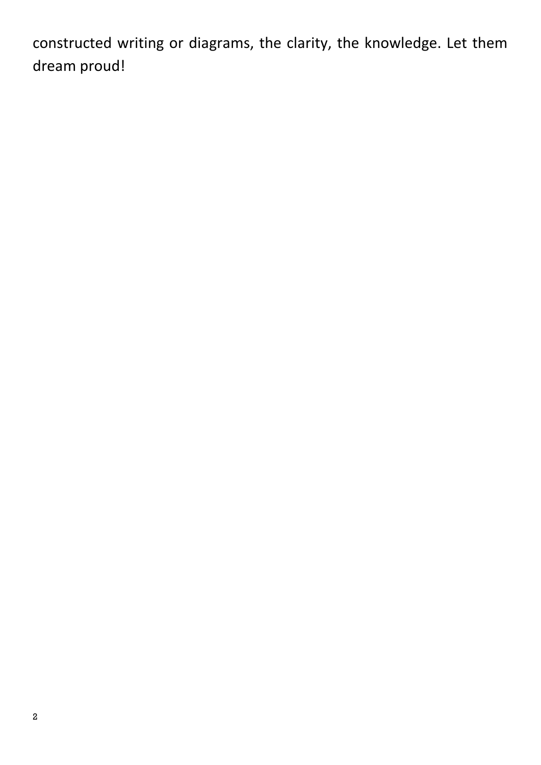constructed writing or diagrams, the clarity, the knowledge. Let them dream proud!